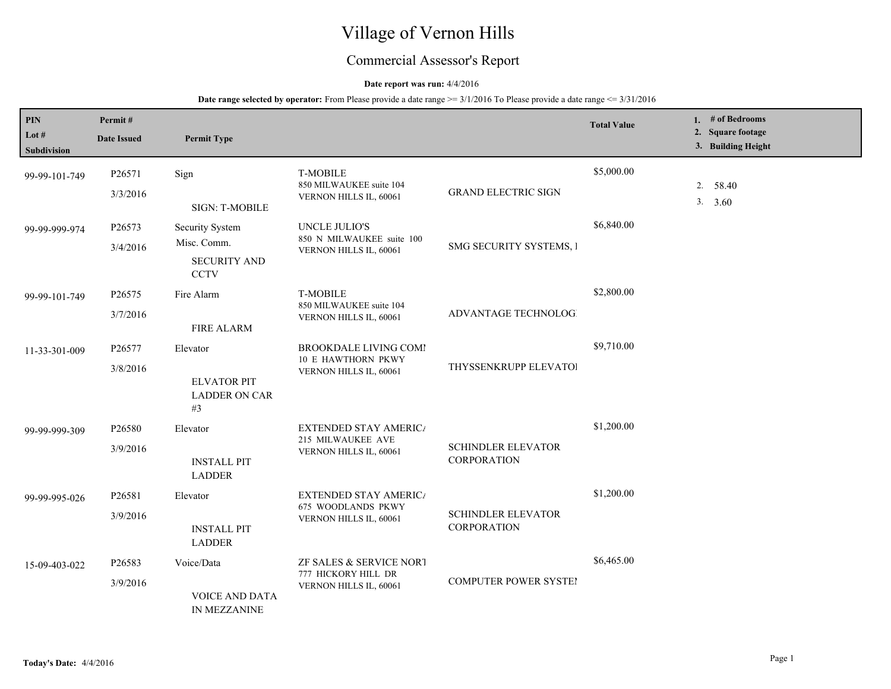# Village of Vernon Hills

## Commercial Assessor's Report

**Date report was run:** 4/4/2016

**Date range selected by operator:** From Please provide a date range >= 3/1/2016 To Please provide a date range <= 3/31/2016

| PIN / Lot # / Subdivision | Permit # / Date Issued | Permit Type | | | Total Value | 1. # of Bedrooms 2. Square footage 3. Building Height |
|---|---|---|---|---|---|---|
| 99-99-101-749 | P26571 3/3/2016 | Sign SIGN: T-MOBILE | T-MOBILE 850 MILWAUKEE suite 104 VERNON HILLS IL, 60061 | GRAND ELECTRIC SIGN | $5,000.00 | 2. 58.40 3. 3.60 |
| 99-99-999-974 | P26573 3/4/2016 | Security System Misc. Comm. SECURITY AND CCTV | UNCLE JULIO'S 850 N MILWAUKEE suite 100 VERNON HILLS IL, 60061 | SMG SECURITY SYSTEMS, I | $6,840.00 | |
| 99-99-101-749 | P26575 3/7/2016 | Fire Alarm FIRE ALARM | T-MOBILE 850 MILWAUKEE suite 104 VERNON HILLS IL, 60061 | ADVANTAGE TECHNOLOG | $2,800.00 | |
| 11-33-301-009 | P26577 3/8/2016 | Elevator ELVATOR PIT LADDER ON CAR #3 | BROOKDALE LIVING COMI 10 E HAWTHORN PKWY VERNON HILLS IL, 60061 | THYSSENKRUPP ELEVATOI | $9,710.00 | |
| 99-99-999-309 | P26580 3/9/2016 | Elevator INSTALL PIT LADDER | EXTENDED STAY AMERICA 215 MILWAUKEE AVE VERNON HILLS IL, 60061 | SCHINDLER ELEVATOR CORPORATION | $1,200.00 | |
| 99-99-995-026 | P26581 3/9/2016 | Elevator INSTALL PIT LADDER | EXTENDED STAY AMERICA 675 WOODLANDS PKWY VERNON HILLS IL, 60061 | SCHINDLER ELEVATOR CORPORATION | $1,200.00 | |
| 15-09-403-022 | P26583 3/9/2016 | Voice/Data VOICE AND DATA IN MEZZANINE | ZF SALES & SERVICE NORT 777 HICKORY HILL DR VERNON HILLS IL, 60061 | COMPUTER POWER SYSTEI | $6,465.00 | |

**Today's Date:** 4/4/2016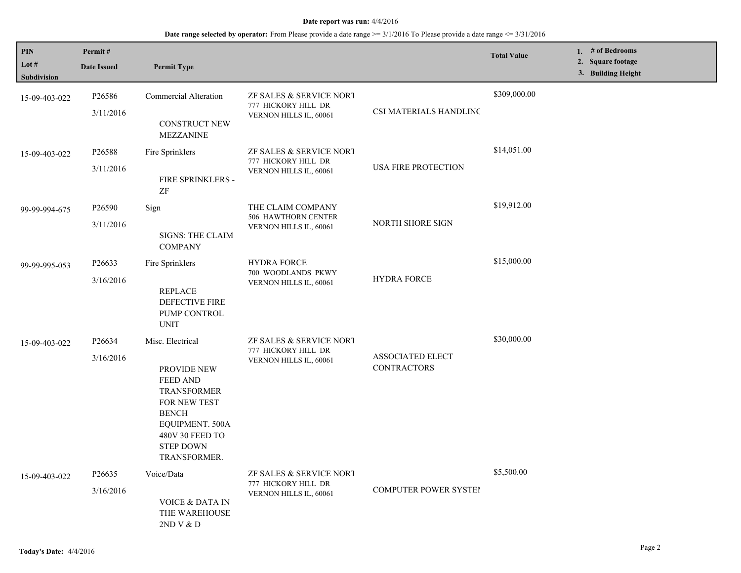**Date report was run:** 4/4/2016

**Date range selected by operator:** From Please provide a date range >= 3/1/2016 To Please provide a date range <= 3/31/2016

| PIN / Lot # / Subdivision | Permit # / Date Issued | Permit Type | | | Total Value | 1. # of Bedrooms 2. Square footage 3. Building Height |
|---|---|---|---|---|---|---|
| 15-09-403-022 | P26586 3/11/2016 | Commercial Alteration CONSTRUCT NEW MEZZANINE | ZF SALES & SERVICE NORT 777 HICKORY HILL DR VERNON HILLS IL, 60061 | CSI MATERIALS HANDLINC | $309,000.00 | |
| 15-09-403-022 | P26588 3/11/2016 | Fire Sprinklers FIRE SPRINKLERS - ZF | ZF SALES & SERVICE NORT 777 HICKORY HILL DR VERNON HILLS IL, 60061 | USA FIRE PROTECTION | $14,051.00 | |
| 99-99-994-675 | P26590 3/11/2016 | Sign SIGNS: THE CLAIM COMPANY | THE CLAIM COMPANY 506 HAWTHORN CENTER VERNON HILLS IL, 60061 | NORTH SHORE SIGN | $19,912.00 | |
| 99-99-995-053 | P26633 3/16/2016 | Fire Sprinklers REPLACE DEFECTIVE FIRE PUMP CONTROL UNIT | HYDRA FORCE 700 WOODLANDS PKWY VERNON HILLS IL, 60061 | HYDRA FORCE | $15,000.00 | |
| 15-09-403-022 | P26634 3/16/2016 | Misc. Electrical PROVIDE NEW FEED AND TRANSFORMER FOR NEW TEST BENCH EQUIPMENT. 500A 480V 30 FEED TO STEP DOWN TRANSFORMER. | ZF SALES & SERVICE NORT 777 HICKORY HILL DR VERNON HILLS IL, 60061 | ASSOCIATED ELECT CONTRACTORS | $30,000.00 | |
| 15-09-403-022 | P26635 3/16/2016 | Voice/Data VOICE & DATA IN THE WAREHOUSE 2ND V & D | ZF SALES & SERVICE NORT 777 HICKORY HILL DR VERNON HILLS IL, 60061 | COMPUTER POWER SYSTEI | $5,500.00 | |

**Today's Date:** 4/4/2016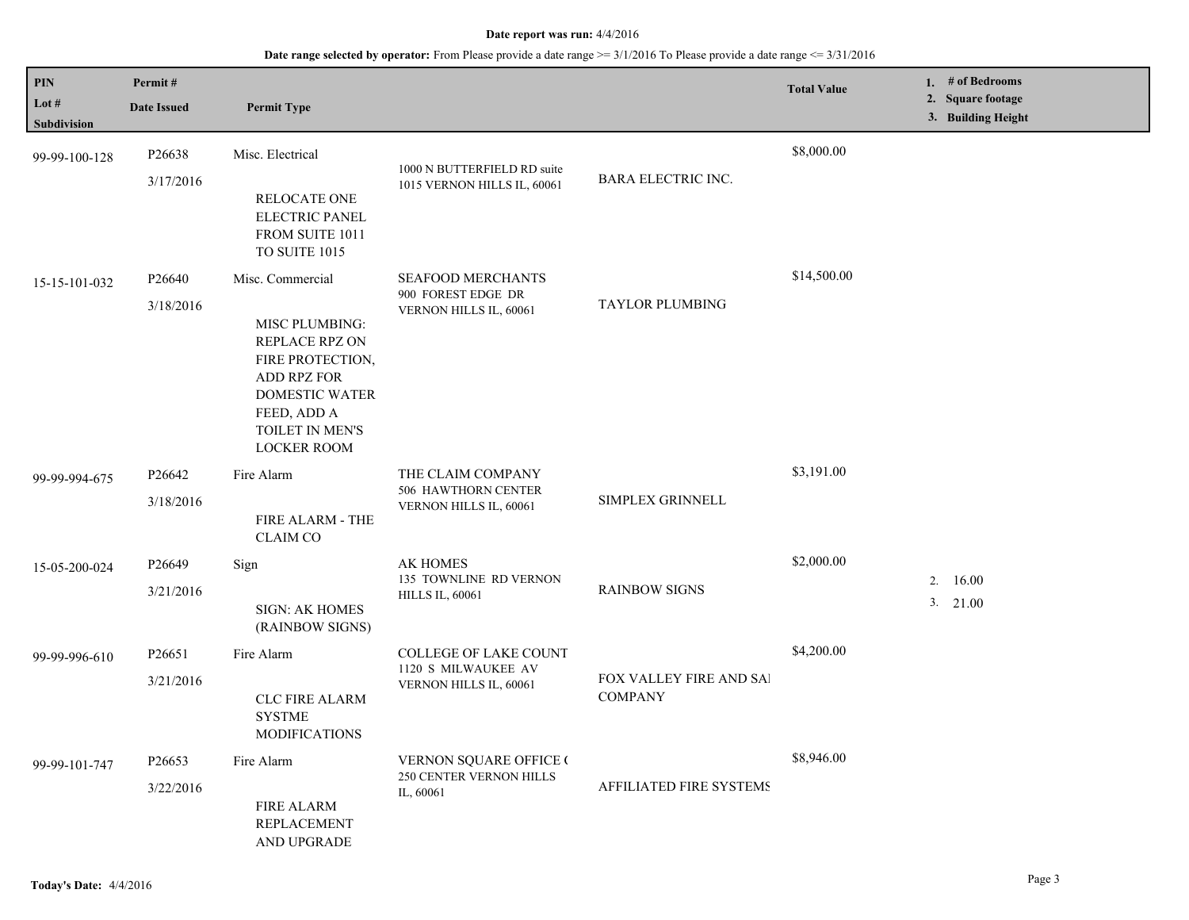**Date report was run:** 4/4/2016

**Date range selected by operator:** From Please provide a date range >= 3/1/2016 To Please provide a date range <= 3/31/2016

| PIN / Lot # / Subdivision | Permit # / Date Issued | Permit Type | | | Total Value | 1. # of Bedrooms 2. Square footage 3. Building Height |
|---|---|---|---|---|---|---|
| 99-99-100-128 | P26638 3/17/2016 | Misc. Electrical RELOCATE ONE ELECTRIC PANEL FROM SUITE 1011 TO SUITE 1015 | 1000 N BUTTERFIELD RD suite 1015 VERNON HILLS IL, 60061 | BARA ELECTRIC INC. | $8,000.00 | |
| 15-15-101-032 | P26640 3/18/2016 | Misc. Commercial MISC PLUMBING: REPLACE RPZ ON FIRE PROTECTION, ADD RPZ FOR DOMESTIC WATER FEED, ADD A TOILET IN MEN'S LOCKER ROOM | SEAFOOD MERCHANTS 900 FOREST EDGE DR VERNON HILLS IL, 60061 | TAYLOR PLUMBING | $14,500.00 | |
| 99-99-994-675 | P26642 3/18/2016 | Fire Alarm FIRE ALARM - THE CLAIM CO | THE CLAIM COMPANY 506 HAWTHORN CENTER VERNON HILLS IL, 60061 | SIMPLEX GRINNELL | $3,191.00 | |
| 15-05-200-024 | P26649 3/21/2016 | Sign SIGN: AK HOMES (RAINBOW SIGNS) | AK HOMES 135 TOWNLINE RD VERNON HILLS IL, 60061 | RAINBOW SIGNS | $2,000.00 | 2. 16.00 3. 21.00 |
| 99-99-996-610 | P26651 3/21/2016 | Fire Alarm CLC FIRE ALARM SYSTME MODIFICATIONS | COLLEGE OF LAKE COUNT 1120 S MILWAUKEE AV VERNON HILLS IL, 60061 | FOX VALLEY FIRE AND SAI COMPANY | $4,200.00 | |
| 99-99-101-747 | P26653 3/22/2016 | Fire Alarm FIRE ALARM REPLACEMENT AND UPGRADE | VERNON SQUARE OFFICE ( 250 CENTER VERNON HILLS IL, 60061 | AFFILIATED FIRE SYSTEMS | $8,946.00 | |

**Today's Date:** 4/4/2016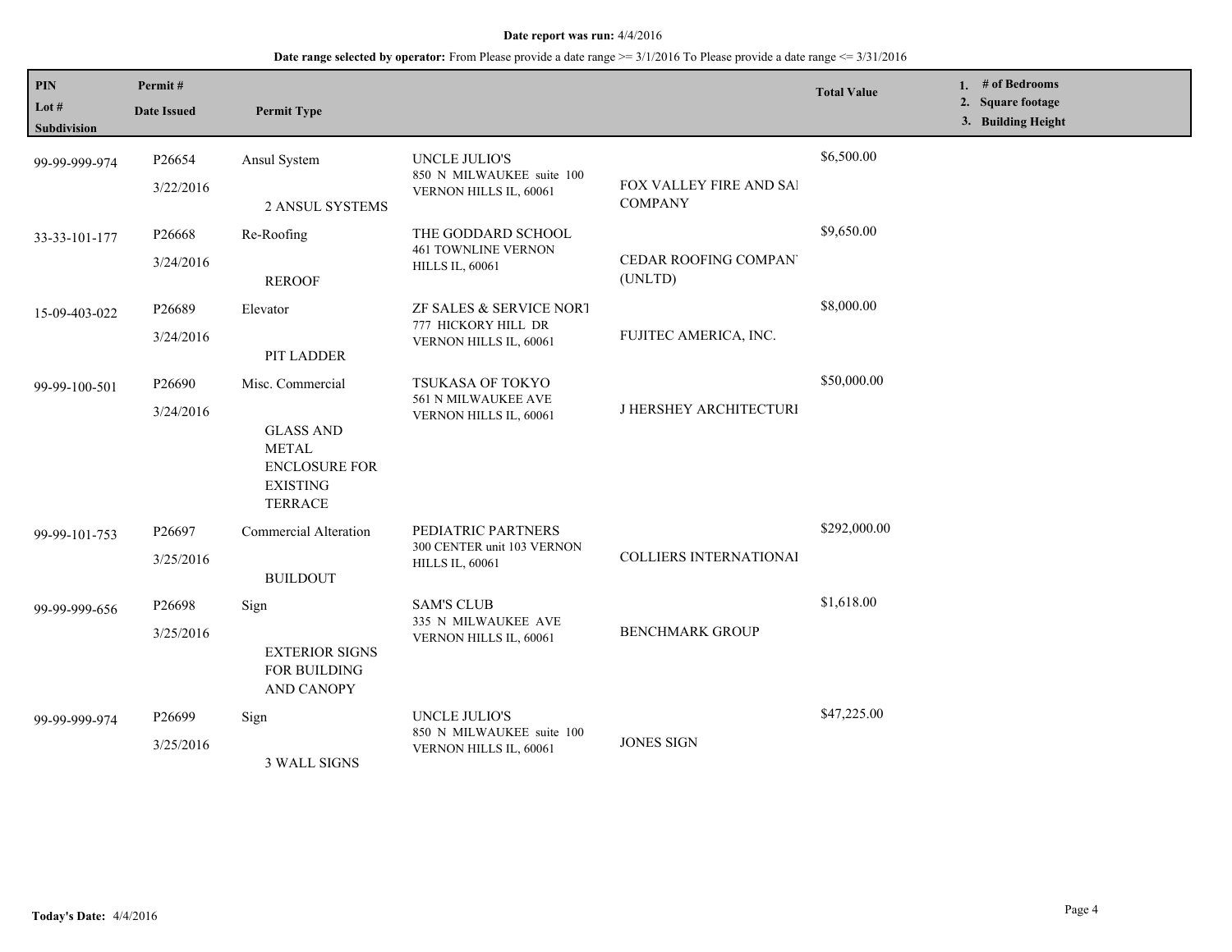**Date report was run:** 4/4/2016

**Date range selected by operator:** From Please provide a date range >= 3/1/2016 To Please provide a date range <= 3/31/2016

| PIN / Lot # / Subdivision | Permit # / Date Issued | Permit Type | | | Total Value | 1. # of Bedrooms 2. Square footage 3. Building Height |
|---|---|---|---|---|---|---|
| 99-99-999-974 | P26654 3/22/2016 | Ansul System 2 ANSUL SYSTEMS | UNCLE JULIO'S 850 N MILWAUKEE suite 100 VERNON HILLS IL, 60061 | FOX VALLEY FIRE AND SAI COMPANY | $6,500.00 | |
| 33-33-101-177 | P26668 3/24/2016 | Re-Roofing REROOF | THE GODDARD SCHOOL 461 TOWNLINE VERNON HILLS IL, 60061 | CEDAR ROOFING COMPAN' (UNLTD) | $9,650.00 | |
| 15-09-403-022 | P26689 3/24/2016 | Elevator PIT LADDER | ZF SALES & SERVICE NORT 777 HICKORY HILL DR VERNON HILLS IL, 60061 | FUJITEC AMERICA, INC. | $8,000.00 | |
| 99-99-100-501 | P26690 3/24/2016 | Misc. Commercial GLASS AND METAL ENCLOSURE FOR EXISTING TERRACE | TSUKASA OF TOKYO 561 N MILWAUKEE AVE VERNON HILLS IL, 60061 | J HERSHEY ARCHITECTURI | $50,000.00 | |
| 99-99-101-753 | P26697 3/25/2016 | Commercial Alteration BUILDOUT | PEDIATRIC PARTNERS 300 CENTER unit 103 VERNON HILLS IL, 60061 | COLLIERS INTERNATIONAI | $292,000.00 | |
| 99-99-999-656 | P26698 3/25/2016 | Sign EXTERIOR SIGNS FOR BUILDING AND CANOPY | SAM'S CLUB 335 N MILWAUKEE AVE VERNON HILLS IL, 60061 | BENCHMARK GROUP | $1,618.00 | |
| 99-99-999-974 | P26699 3/25/2016 | Sign 3 WALL SIGNS | UNCLE JULIO'S 850 N MILWAUKEE suite 100 VERNON HILLS IL, 60061 | JONES SIGN | $47,225.00 | |

**Today's Date:** 4/4/2016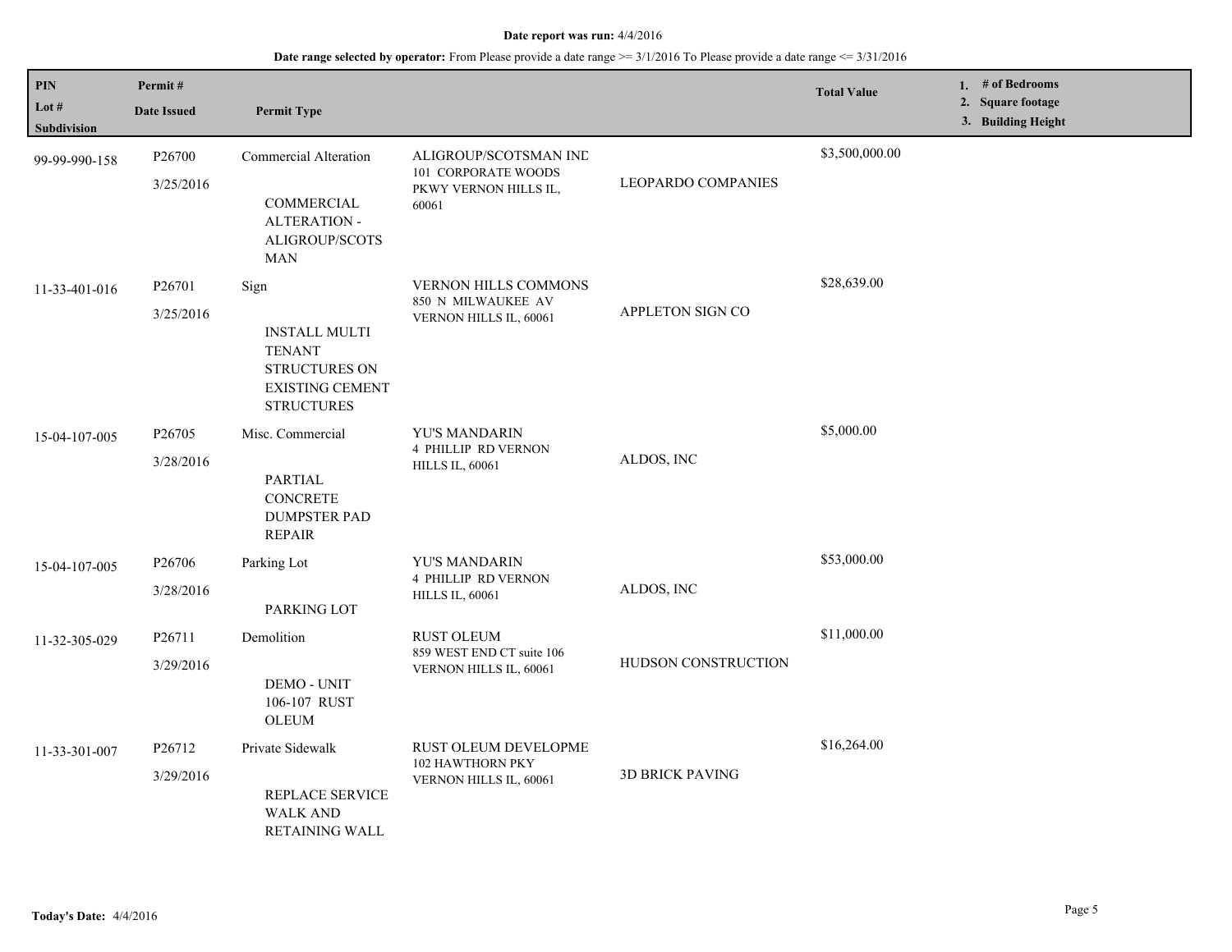**Date report was run:** 4/4/2016

**Date range selected by operator:** From Please provide a date range >= 3/1/2016 To Please provide a date range <= 3/31/2016

| PIN<br>Lot #<br>Subdivision | Permit #<br>Date Issued | Permit Type | | | Total Value | 1. # of Bedrooms<br>2. Square footage<br>3. Building Height |
|---|---|---|---|---|---|---|
| 99-99-990-158 | P26700<br>3/25/2016 | Commercial Alteration<br><br>COMMERCIAL ALTERATION - ALIGROUP/SCOTSMAN | ALIGROUP/SCOTSMAN INI<br>101 CORPORATE WOODS PKWY VERNON HILLS IL, 60061 | LEOPARDO COMPANIES | $3,500,000.00 | |
| 11-33-401-016 | P26701<br>3/25/2016 | Sign<br><br>INSTALL MULTI TENANT STRUCTURES ON EXISTING CEMENT STRUCTURES | VERNON HILLS COMMONS<br>850 N MILWAUKEE AV VERNON HILLS IL, 60061 | APPLETON SIGN CO | $28,639.00 | |
| 15-04-107-005 | P26705<br>3/28/2016 | Misc. Commercial<br><br>PARTIAL CONCRETE DUMPSTER PAD REPAIR | YU'S MANDARIN<br>4 PHILLIP RD VERNON HILLS IL, 60061 | ALDOS, INC | $5,000.00 | |
| 15-04-107-005 | P26706<br>3/28/2016 | Parking Lot<br><br>PARKING LOT | YU'S MANDARIN<br>4 PHILLIP RD VERNON HILLS IL, 60061 | ALDOS, INC | $53,000.00 | |
| 11-32-305-029 | P26711<br>3/29/2016 | Demolition<br><br>DEMO - UNIT 106-107 RUST OLEUM | RUST OLEUM<br>859 WEST END CT suite 106 VERNON HILLS IL, 60061 | HUDSON CONSTRUCTION | $11,000.00 | |
| 11-33-301-007 | P26712<br>3/29/2016 | Private Sidewalk<br><br>REPLACE SERVICE WALK AND RETAINING WALL | RUST OLEUM DEVELOPME<br>102 HAWTHORN PKY VERNON HILLS IL, 60061 | 3D BRICK PAVING | $16,264.00 | |

**Today's Date:** 4/4/2016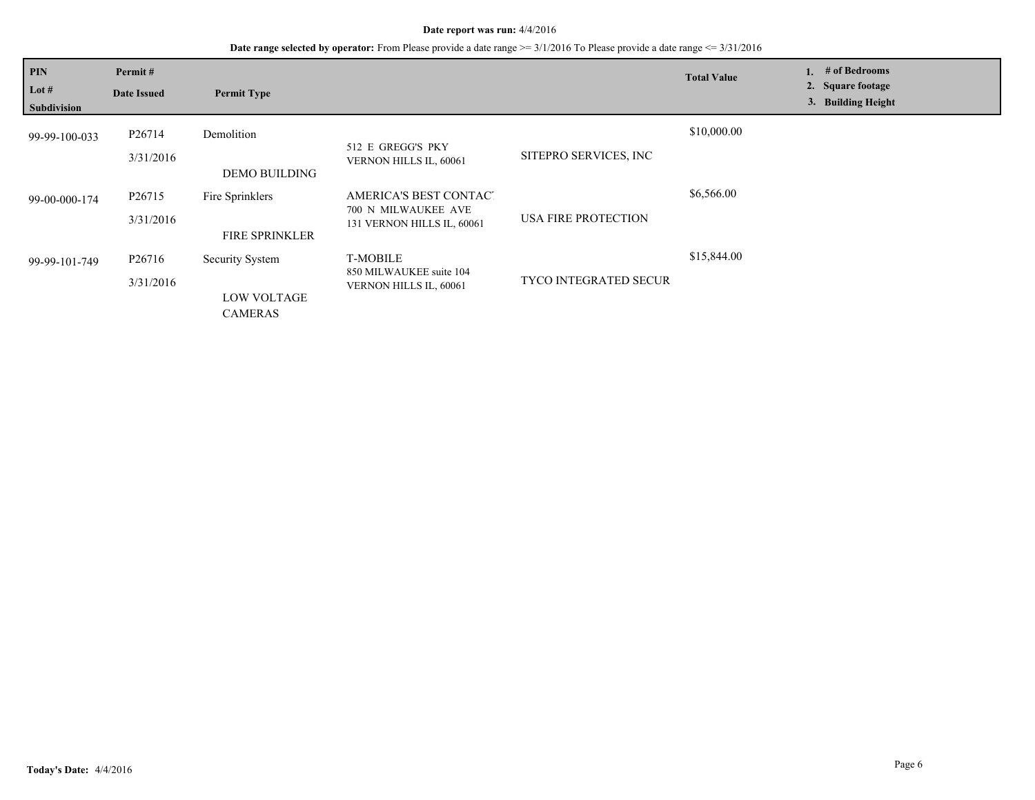**Date report was run:** 4/4/2016

**Date range selected by operator:** From Please provide a date range >= 3/1/2016 To Please provide a date range <= 3/31/2016

| PIN<br>Lot #<br>Subdivision | Permit #<br>Date Issued | Permit Type | | | Total Value | 1. # of Bedrooms<br>2. Square footage<br>3. Building Height |
|---|---|---|---|---|---|---|
| 99-99-100-033 | P26714<br>3/31/2016 | Demolition<br>DEMO BUILDING | 512 E GREGG'S PKY<br>VERNON HILLS IL, 60061 | SITEPRO SERVICES, INC | $10,000.00 | |
| 99-00-000-174 | P26715<br>3/31/2016 | Fire Sprinklers<br>FIRE SPRINKLER | AMERICA'S BEST CONTAC<br>700 N MILWAUKEE AVE<br>131 VERNON HILLS IL, 60061 | USA FIRE PROTECTION | $6,566.00 | |
| 99-99-101-749 | P26716<br>3/31/2016 | Security System<br>LOW VOLTAGE CAMERAS | T-MOBILE<br>850 MILWAUKEE suite 104<br>VERNON HILLS IL, 60061 | TYCO INTEGRATED SECUR | $15,844.00 | |

**Today's Date:** 4/4/2016